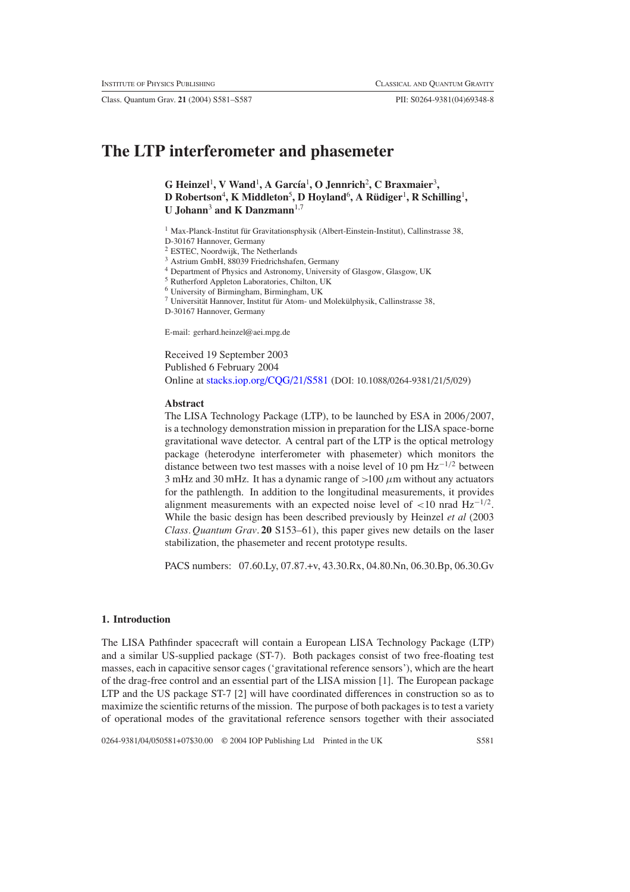# The LTP interferometer and phasemeter

**G Heinzel[1], V Wand[1], A García[1], O Jennrich[2], C Braxmaier[3], D Robertson[4], K Middleton[5], D Hoyland[6], A Rüdiger[1], R Schilling[1], U Johann[3] and K Danzmann[1,7]**

[1] Max-Planck-Institut für Gravitationsphysik (Albert-Einstein-Institut), Callinstrasse 38, D-30167 Hannover, Germany
[2] ESTEC, Noordwijk, The Netherlands
[3] Astrium GmbH, 88039 Friedrichshafen, Germany
[4] Department of Physics and Astronomy, University of Glasgow, Glasgow, UK
[5] Rutherford Appleton Laboratories, Chilton, UK
[6] University of Birmingham, Birmingham, UK
[7] Universität Hannover, Institut für Atom- und Molekülphysik, Callinstrasse 38, D-30167 Hannover, Germany

E-mail: gerhard.heinzel@aei.mpg.de

Received 19 September 2003
Published 6 February 2004
Online at stacks.iop.org/CQG/21/S581 (DOI: 10.1088/0264-9381/21/5/029)

## Abstract

The LISA Technology Package (LTP), to be launched by ESA in 2006/2007, is a technology demonstration mission in preparation for the LISA space-borne gravitational wave detector. A central part of the LTP is the optical metrology package (heterodyne interferometer with phasemeter) which monitors the distance between two test masses with a noise level of 10 pm $\text{Hz}^{-1/2}$ between 3 mHz and 30 mHz. It has a dynamic range of >100 $\mu$m without any actuators for the pathlength. In addition to the longitudinal measurements, it provides alignment measurements with an expected noise level of <10 nrad $\text{Hz}^{-1/2}$. While the basic design has been described previously by Heinzel *et al* (2003 *Class. Quantum Grav.* **20** S153–61), this paper gives new details on the laser stabilization, the phasemeter and recent prototype results.

PACS numbers: 07.60.Ly, 07.87.+v, 43.30.Rx, 04.80.Nn, 06.30.Bp, 06.30.Gv

## 1. Introduction

The LISA Pathfinder spacecraft will contain a European LISA Technology Package (LTP) and a similar US-supplied package (ST-7). Both packages consist of two free-floating test masses, each in capacitive sensor cages ('gravitational reference sensors'), which are the heart of the drag-free control and an essential part of the LISA mission [1]. The European package LTP and the US package ST-7 [2] will have coordinated differences in construction so as to maximize the scientific returns of the mission. The purpose of both packages is to test a variety of operational modes of the gravitational reference sensors together with their associated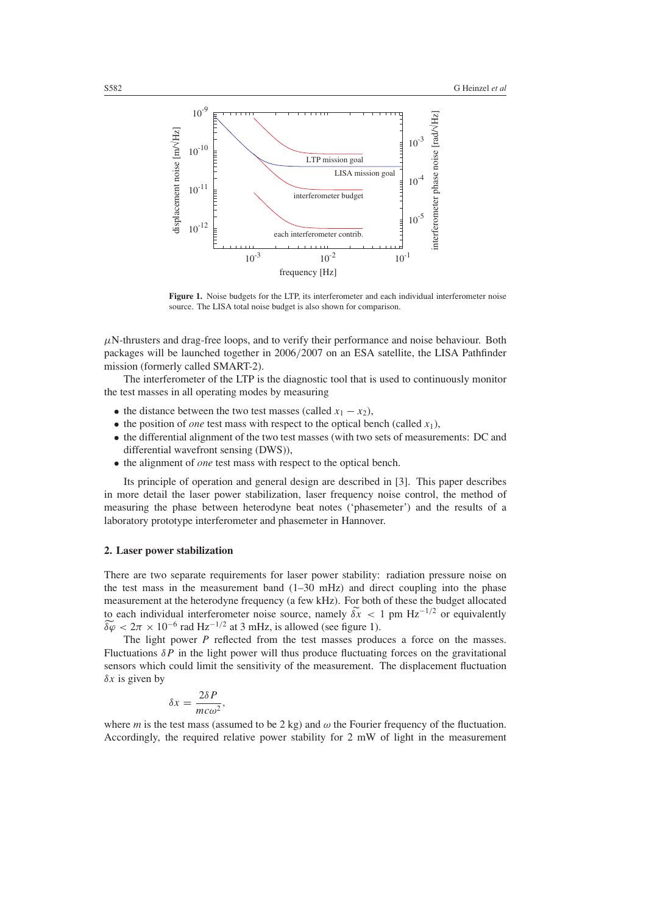**Figure 1.** Noise budgets for the LTP, its interferometer and each individual interferometer noise source. The LISA total noise budget is also shown for comparison.

$\mu$N-thrusters and drag-free loops, and to verify their performance and noise behaviour. Both packages will be launched together in 2006/2007 on an ESA satellite, the LISA Pathfinder mission (formerly called SMART-2).

The interferometer of the LTP is the diagnostic tool that is used to continuously monitor the test masses in all operating modes by measuring

- the distance between the two test masses (called $x_1 - x_2$),
- the position of *one* test mass with respect to the optical bench (called $x_1$),
- the differential alignment of the two test masses (with two sets of measurements: DC and differential wavefront sensing (DWS)),
- the alignment of *one* test mass with respect to the optical bench.

Its principle of operation and general design are described in [3]. This paper describes in more detail the laser power stabilization, laser frequency noise control, the method of measuring the phase between heterodyne beat notes ('phasemeter') and the results of a laboratory prototype interferometer and phasemeter in Hannover.

## 2. Laser power stabilization

There are two separate requirements for laser power stability: radiation pressure noise on the test mass in the measurement band (1–30 mHz) and direct coupling into the phase measurement at the heterodyne frequency (a few kHz). For both of these the budget allocated to each individual interferometer noise source, namely $\widetilde{\delta x} < 1$ pm Hz$^{-1/2}$ or equivalently $\widetilde{\delta\varphi} < 2\pi \times 10^{-6}$ rad Hz$^{-1/2}$ at 3 mHz, is allowed (see figure 1).

The light power $P$ reflected from the test masses produces a force on the masses. Fluctuations $\delta P$ in the light power will thus produce fluctuating forces on the gravitational sensors which could limit the sensitivity of the measurement. The displacement fluctuation $\delta x$ is given by

$$\delta x = \frac{2\delta P}{mc\omega^2},$$

where $m$ is the test mass (assumed to be 2 kg) and $\omega$ the Fourier frequency of the fluctuation. Accordingly, the required relative power stability for 2 mW of light in the measurement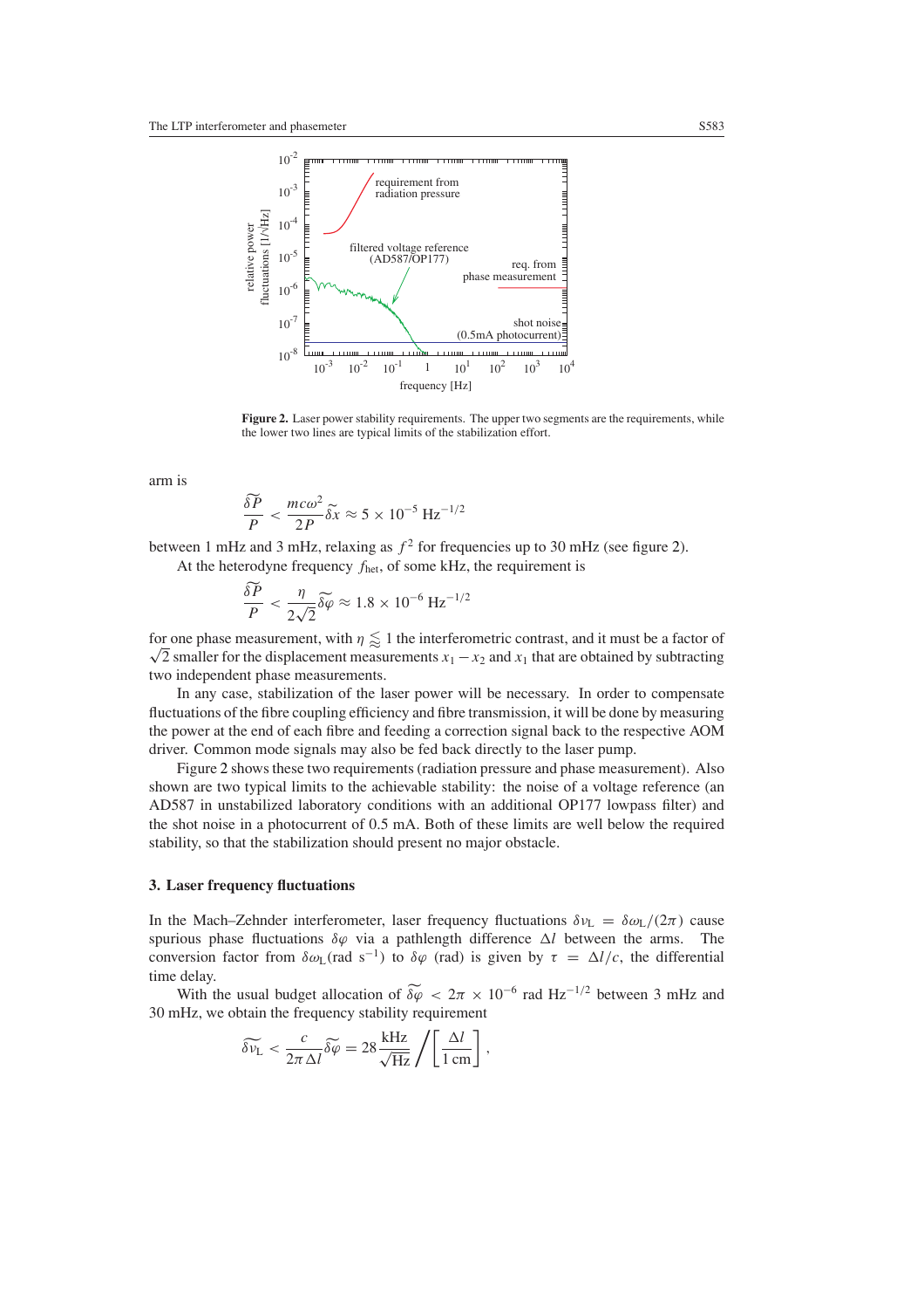**Figure 2.** Laser power stability requirements. The upper two segments are the requirements, while the lower two lines are typical limits of the stabilization effort.

arm is

$$\frac{\widetilde{\delta P}}{P} < \frac{mc\omega^2}{2P}\widetilde{\delta x} \approx 5 \times 10^{-5}\ \mathrm{Hz}^{-1/2}$$

between 1 mHz and 3 mHz, relaxing as $f^2$ for frequencies up to 30 mHz (see figure 2).

At the heterodyne frequency $f_{\mathrm{het}}$, of some kHz, the requirement is

$$\frac{\widetilde{\delta P}}{P} < \frac{\eta}{2\sqrt{2}}\widetilde{\delta\varphi} \approx 1.8 \times 10^{-6}\ \mathrm{Hz}^{-1/2}$$

for one phase measurement, with $\eta \lessapprox 1$ the interferometric contrast, and it must be a factor of $\sqrt{2}$ smaller for the displacement measurements $x_1 - x_2$ and $x_1$ that are obtained by subtracting two independent phase measurements.

In any case, stabilization of the laser power will be necessary. In order to compensate fluctuations of the fibre coupling efficiency and fibre transmission, it will be done by measuring the power at the end of each fibre and feeding a correction signal back to the respective AOM driver. Common mode signals may also be fed back directly to the laser pump.

Figure 2 shows these two requirements (radiation pressure and phase measurement). Also shown are two typical limits to the achievable stability: the noise of a voltage reference (an AD587 in unstabilized laboratory conditions with an additional OP177 lowpass filter) and the shot noise in a photocurrent of 0.5 mA. Both of these limits are well below the required stability, so that the stabilization should present no major obstacle.

## 3. Laser frequency fluctuations

In the Mach–Zehnder interferometer, laser frequency fluctuations $\delta\nu_{\mathrm{L}} = \delta\omega_{\mathrm{L}}/(2\pi)$ cause spurious phase fluctuations $\delta\varphi$ via a pathlength difference $\Delta l$ between the arms. The conversion factor from $\delta\omega_{\mathrm{L}}$(rad s$^{-1}$) to $\delta\varphi$ (rad) is given by $\tau = \Delta l/c$, the differential time delay.

With the usual budget allocation of $\widetilde{\delta\varphi} < 2\pi \times 10^{-6}$ rad Hz$^{-1/2}$ between 3 mHz and 30 mHz, we obtain the frequency stability requirement

$$\widetilde{\delta\nu_{\mathrm{L}}} < \frac{c}{2\pi\,\Delta l}\widetilde{\delta\varphi} = 28\,\frac{\mathrm{kHz}}{\sqrt{\mathrm{Hz}}} \Big/ \left[\frac{\Delta l}{1\ \mathrm{cm}}\right],$$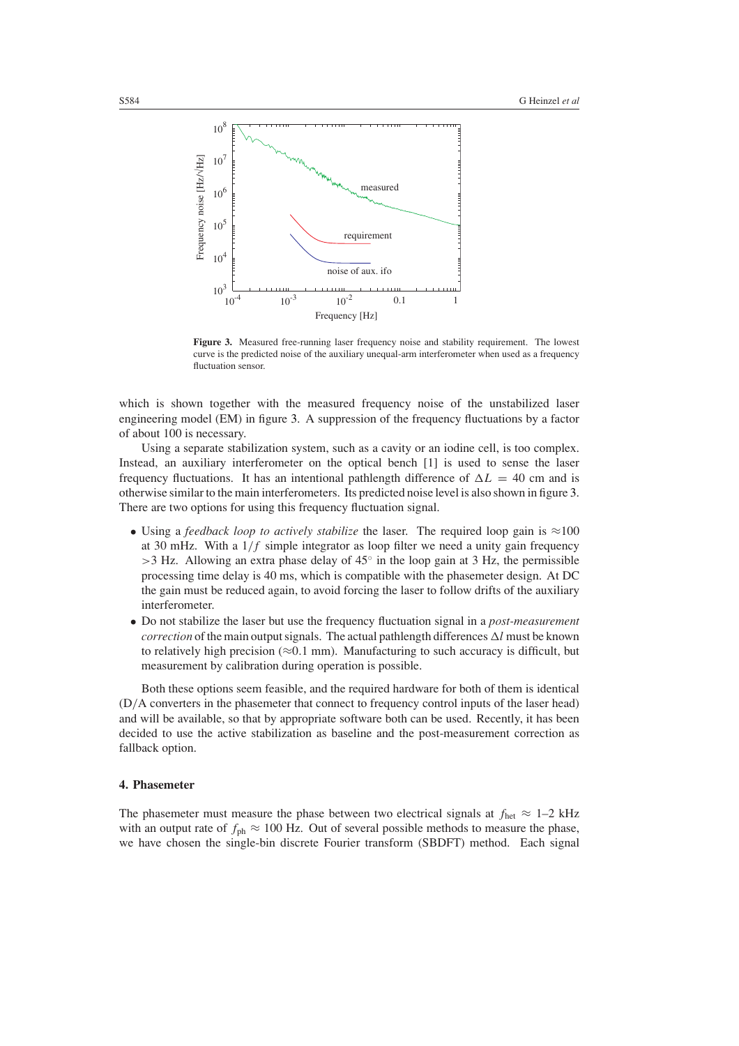**Figure 3.** Measured free-running laser frequency noise and stability requirement. The lowest curve is the predicted noise of the auxiliary unequal-arm interferometer when used as a frequency fluctuation sensor.

which is shown together with the measured frequency noise of the unstabilized laser engineering model (EM) in figure 3. A suppression of the frequency fluctuations by a factor of about 100 is necessary.

Using a separate stabilization system, such as a cavity or an iodine cell, is too complex. Instead, an auxiliary interferometer on the optical bench [1] is used to sense the laser frequency fluctuations. It has an intentional pathlength difference of $\Delta L = 40$ cm and is otherwise similar to the main interferometers. Its predicted noise level is also shown in figure 3. There are two options for using this frequency fluctuation signal.

- Using a *feedback loop to actively stabilize* the laser. The required loop gain is $\approx$100 at 30 mHz. With a $1/f$ simple integrator as loop filter we need a unity gain frequency $>$3 Hz. Allowing an extra phase delay of 45° in the loop gain at 3 Hz, the permissible processing time delay is 40 ms, which is compatible with the phasemeter design. At DC the gain must be reduced again, to avoid forcing the laser to follow drifts of the auxiliary interferometer.
- Do not stabilize the laser but use the frequency fluctuation signal in a *post-measurement correction* of the main output signals. The actual pathlength differences $\Delta l$ must be known to relatively high precision ($\approx$0.1 mm). Manufacturing to such accuracy is difficult, but measurement by calibration during operation is possible.

Both these options seem feasible, and the required hardware for both of them is identical (D/A converters in the phasemeter that connect to frequency control inputs of the laser head) and will be available, so that by appropriate software both can be used. Recently, it has been decided to use the active stabilization as baseline and the post-measurement correction as fallback option.

## 4. Phasemeter

The phasemeter must measure the phase between two electrical signals at $f_{\rm het} \approx$ 1–2 kHz with an output rate of $f_{\rm ph} \approx 100$ Hz. Out of several possible methods to measure the phase, we have chosen the single-bin discrete Fourier transform (SBDFT) method. Each signal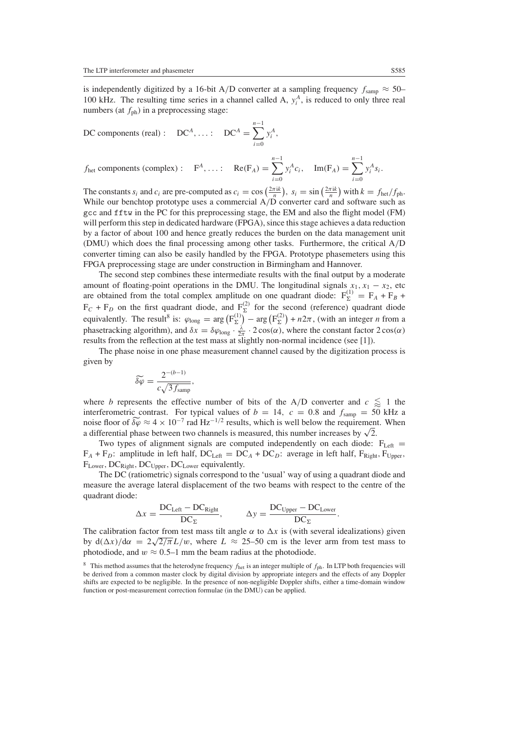is independently digitized by a 16-bit A/D converter at a sampling frequency $f_{\text{samp}} \approx 50$–100 kHz. The resulting time series in a channel called A, $y_i^A$, is reduced to only three real numbers (at $f_{\text{ph}}$) in a preprocessing stage:

$$\text{DC components (real)}: \quad \text{DC}^A, \ldots: \quad \text{DC}^A = \sum_{i=0}^{n-1} y_i^A,$$

$$f_{\text{het}} \text{ components (complex)}: \quad \text{F}^A, \ldots: \quad \text{Re}(\text{F}_A) = \sum_{i=0}^{n-1} y_i^A c_i, \quad \text{Im}(\text{F}_A) = \sum_{i=0}^{n-1} y_i^A s_i.$$

The constants $s_i$ and $c_i$ are pre-computed as $c_i = \cos\left(\frac{2\pi i k}{n}\right)$, $s_i = \sin\left(\frac{2\pi i k}{n}\right)$ with $k = f_{\text{het}}/f_{\text{ph}}$. While our benchtop prototype uses a commercial A/D converter card and software such as gcc and fftw in the PC for this preprocessing stage, the EM and also the flight model (FM) will perform this step in dedicated hardware (FPGA), since this stage achieves a data reduction by a factor of about 100 and hence greatly reduces the burden on the data management unit (DMU) which does the final processing among other tasks. Furthermore, the critical A/D converter timing can also be easily handled by the FPGA. Prototype phasemeters using this FPGA preprocessing stage are under construction in Birmingham and Hannover.

The second step combines these intermediate results with the final output by a moderate amount of floating-point operations in the DMU. The longitudinal signals $x_1, x_1 - x_2$, etc are obtained from the total complex amplitude on one quadrant diode: $\text{F}_\Sigma^{(1)} = \text{F}_A + \text{F}_B + \text{F}_C + \text{F}_D$ on the first quadrant diode, and $\text{F}_\Sigma^{(2)}$ for the second (reference) quadrant diode equivalently. The result[8] is: $\varphi_{\text{long}} = \arg\left(\text{F}_\Sigma^{(1)}\right) - \arg\left(\text{F}_\Sigma^{(2)}\right) + n2\pi$, (with an integer $n$ from a phasetracking algorithm), and $\delta x = \delta\varphi_{\text{long}} \cdot \frac{\lambda}{2\pi} \cdot 2\cos(\alpha)$, where the constant factor $2\cos(\alpha)$ results from the reflection at the test mass at slightly non-normal incidence (see [1]).

The phase noise in one phase measurement channel caused by the digitization process is given by

$$\widetilde{\delta\varphi} = \frac{2^{-(b-1)}}{c\sqrt{3 f_{\text{samp}}}},$$

where $b$ represents the effective number of bits of the A/D converter and $c \lessapprox 1$ the interferometric contrast. For typical values of $b = 14$, $c = 0.8$ and $f_{\text{samp}} = 50$ kHz a noise floor of $\widetilde{\delta\varphi} \approx 4 \times 10^{-7}$ rad Hz$^{-1/2}$ results, which is well below the requirement. When a differential phase between two channels is measured, this number increases by $\sqrt{2}$.

Two types of alignment signals are computed independently on each diode: $\text{F}_{\text{Left}} = \text{F}_A + \text{F}_D$: amplitude in left half, $\text{DC}_{\text{Left}} = \text{DC}_A + \text{DC}_D$: average in left half, $\text{F}_{\text{Right}}$, $\text{F}_{\text{Upper}}$, $\text{F}_{\text{Lower}}$, $\text{DC}_{\text{Right}}$, $\text{DC}_{\text{Upper}}$, $\text{DC}_{\text{Lower}}$ equivalently.

The DC (ratiometric) signals correspond to the 'usual' way of using a quadrant diode and measure the average lateral displacement of the two beams with respect to the centre of the quadrant diode:

$$\Delta x = \frac{\text{DC}_{\text{Left}} - \text{DC}_{\text{Right}}}{\text{DC}_\Sigma}, \qquad \Delta y = \frac{\text{DC}_{\text{Upper}} - \text{DC}_{\text{Lower}}}{\text{DC}_\Sigma}.$$

The calibration factor from test mass tilt angle $\alpha$ to $\Delta x$ is (with several idealizations) given by $\text{d}(\Delta x)/\text{d}\alpha = 2\sqrt{2/\pi}L/w$, where $L \approx 25$–50 cm is the lever arm from test mass to photodiode, and $w \approx 0.5$–1 mm the beam radius at the photodiode.

[8] This method assumes that the heterodyne frequency $f_{\text{het}}$ is an integer multiple of $f_{\text{ph}}$. In LTP both frequencies will be derived from a common master clock by digital division by appropriate integers and the effects of any Doppler shifts are expected to be negligible. In the presence of non-negligible Doppler shifts, either a time-domain window function or post-measurement correction formulae (in the DMU) can be applied.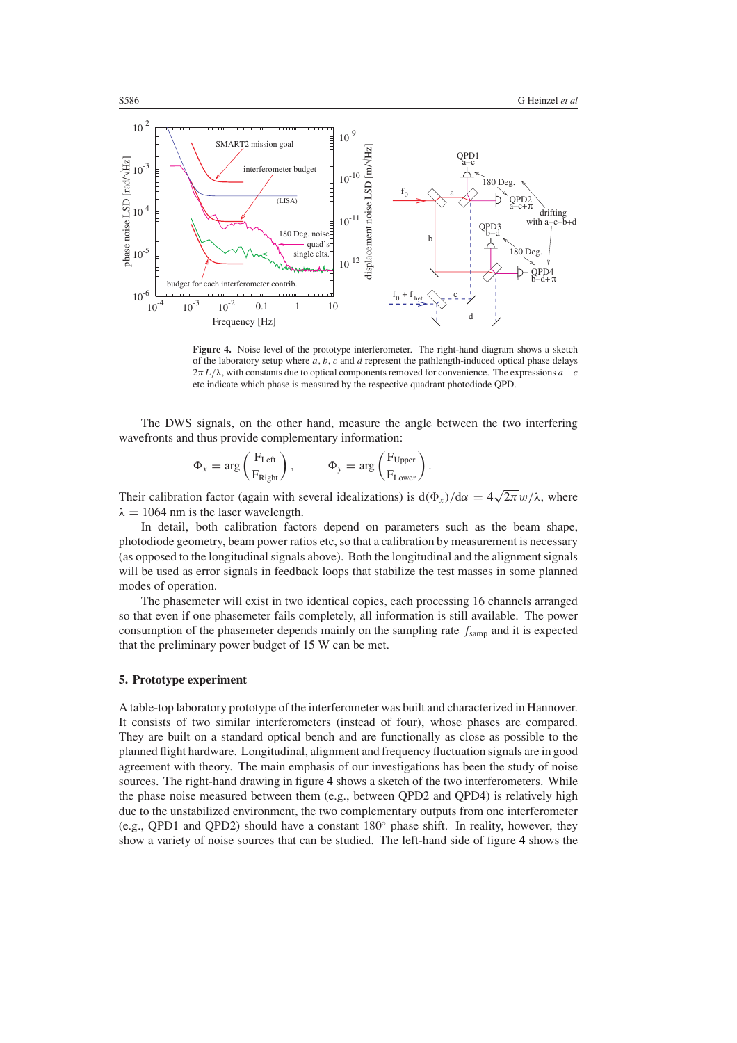**Figure 4.** Noise level of the prototype interferometer. The right-hand diagram shows a sketch of the laboratory setup where $a$, $b$, $c$ and $d$ represent the pathlength-induced optical phase delays $2\pi L/\lambda$, with constants due to optical components removed for convenience. The expressions $a - c$ etc indicate which phase is measured by the respective quadrant photodiode QPD.

The DWS signals, on the other hand, measure the angle between the two interfering wavefronts and thus provide complementary information:

$$\Phi_x = \arg\left(\frac{\mathrm{F_{Left}}}{\mathrm{F_{Right}}}\right), \qquad \Phi_y = \arg\left(\frac{\mathrm{F_{Upper}}}{\mathrm{F_{Lower}}}\right).$$

Their calibration factor (again with several idealizations) is $\mathrm{d}(\Phi_x)/\mathrm{d}\alpha = 4\sqrt{2\pi}\,w/\lambda$, where $\lambda = 1064$ nm is the laser wavelength.

In detail, both calibration factors depend on parameters such as the beam shape, photodiode geometry, beam power ratios etc, so that a calibration by measurement is necessary (as opposed to the longitudinal signals above). Both the longitudinal and the alignment signals will be used as error signals in feedback loops that stabilize the test masses in some planned modes of operation.

The phasemeter will exist in two identical copies, each processing 16 channels arranged so that even if one phasemeter fails completely, all information is still available. The power consumption of the phasemeter depends mainly on the sampling rate $f_{\mathrm{samp}}$ and it is expected that the preliminary power budget of 15 W can be met.

## 5. Prototype experiment

A table-top laboratory prototype of the interferometer was built and characterized in Hannover. It consists of two similar interferometers (instead of four), whose phases are compared. They are built on a standard optical bench and are functionally as close as possible to the planned flight hardware. Longitudinal, alignment and frequency fluctuation signals are in good agreement with theory. The main emphasis of our investigations has been the study of noise sources. The right-hand drawing in figure 4 shows a sketch of the two interferometers. While the phase noise measured between them (e.g., between QPD2 and QPD4) is relatively high due to the unstabilized environment, the two complementary outputs from one interferometer (e.g., QPD1 and QPD2) should have a constant 180° phase shift. In reality, however, they show a variety of noise sources that can be studied. The left-hand side of figure 4 shows the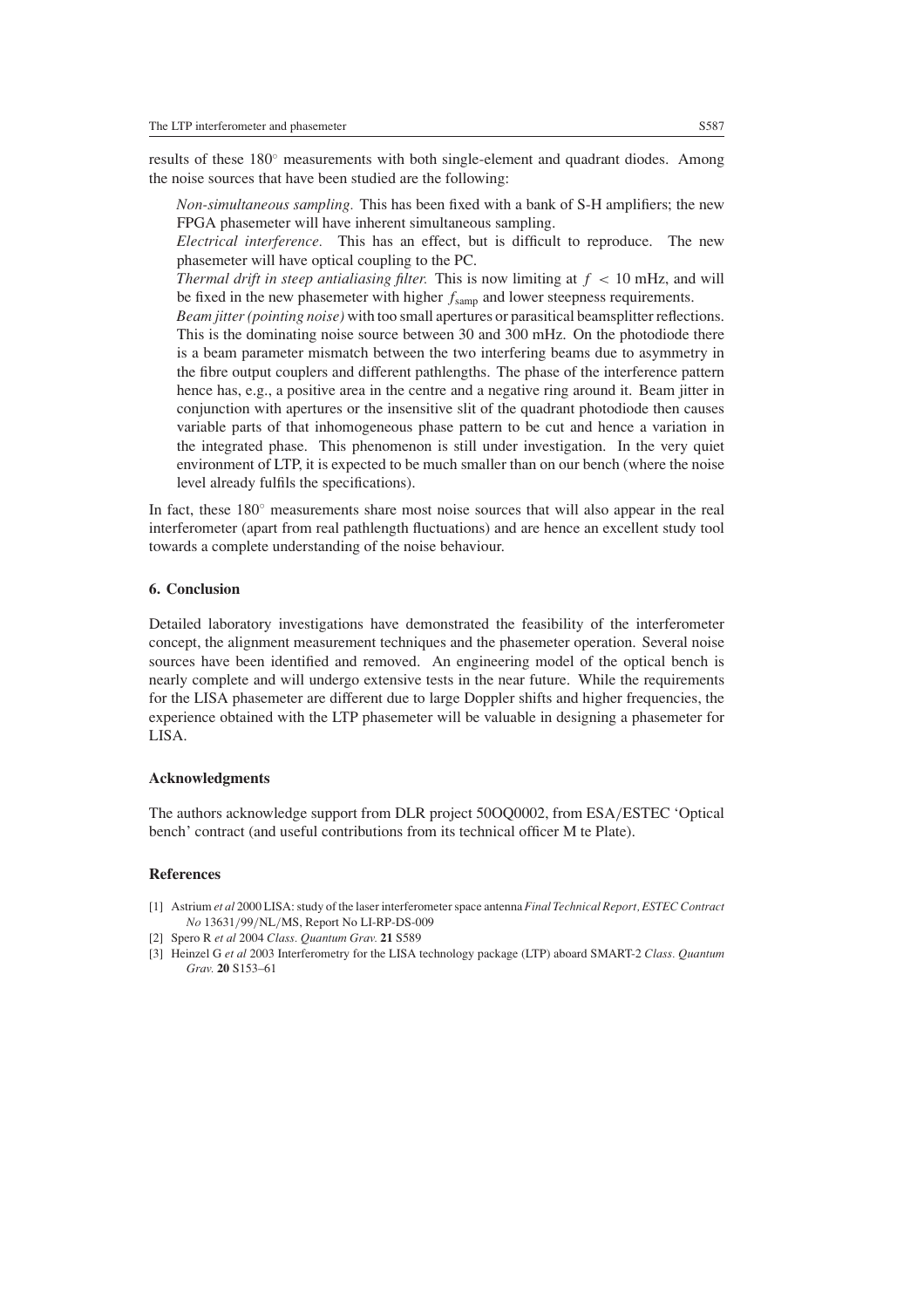results of these 180° measurements with both single-element and quadrant diodes. Among the noise sources that have been studied are the following:

*Non-simultaneous sampling.* This has been fixed with a bank of S-H amplifiers; the new FPGA phasemeter will have inherent simultaneous sampling.

*Electrical interference.* This has an effect, but is difficult to reproduce. The new phasemeter will have optical coupling to the PC.

*Thermal drift in steep antialiasing filter.* This is now limiting at $f < 10$ mHz, and will be fixed in the new phasemeter with higher $f_{\mathrm{samp}}$ and lower steepness requirements.

*Beam jitter (pointing noise)* with too small apertures or parasitical beamsplitter reflections. This is the dominating noise source between 30 and 300 mHz. On the photodiode there is a beam parameter mismatch between the two interfering beams due to asymmetry in the fibre output couplers and different pathlengths. The phase of the interference pattern hence has, e.g., a positive area in the centre and a negative ring around it. Beam jitter in conjunction with apertures or the insensitive slit of the quadrant photodiode then causes variable parts of that inhomogeneous phase pattern to be cut and hence a variation in the integrated phase. This phenomenon is still under investigation. In the very quiet environment of LTP, it is expected to be much smaller than on our bench (where the noise level already fulfils the specifications).

In fact, these 180° measurements share most noise sources that will also appear in the real interferometer (apart from real pathlength fluctuations) and are hence an excellent study tool towards a complete understanding of the noise behaviour.

## 6. Conclusion

Detailed laboratory investigations have demonstrated the feasibility of the interferometer concept, the alignment measurement techniques and the phasemeter operation. Several noise sources have been identified and removed. An engineering model of the optical bench is nearly complete and will undergo extensive tests in the near future. While the requirements for the LISA phasemeter are different due to large Doppler shifts and higher frequencies, the experience obtained with the LTP phasemeter will be valuable in designing a phasemeter for LISA.

## Acknowledgments

The authors acknowledge support from DLR project 50OQ0002, from ESA/ESTEC 'Optical bench' contract (and useful contributions from its technical officer M te Plate).

## References

[1] Astrium *et al* 2000 LISA: study of the laser interferometer space antenna *Final Technical Report, ESTEC Contract No* 13631/99/NL/MS, Report No LI-RP-DS-009

[2] Spero R *et al* 2004 *Class. Quantum Grav.* **21** S589

[3] Heinzel G *et al* 2003 Interferometry for the LISA technology package (LTP) aboard SMART-2 *Class. Quantum Grav.* **20** S153–61